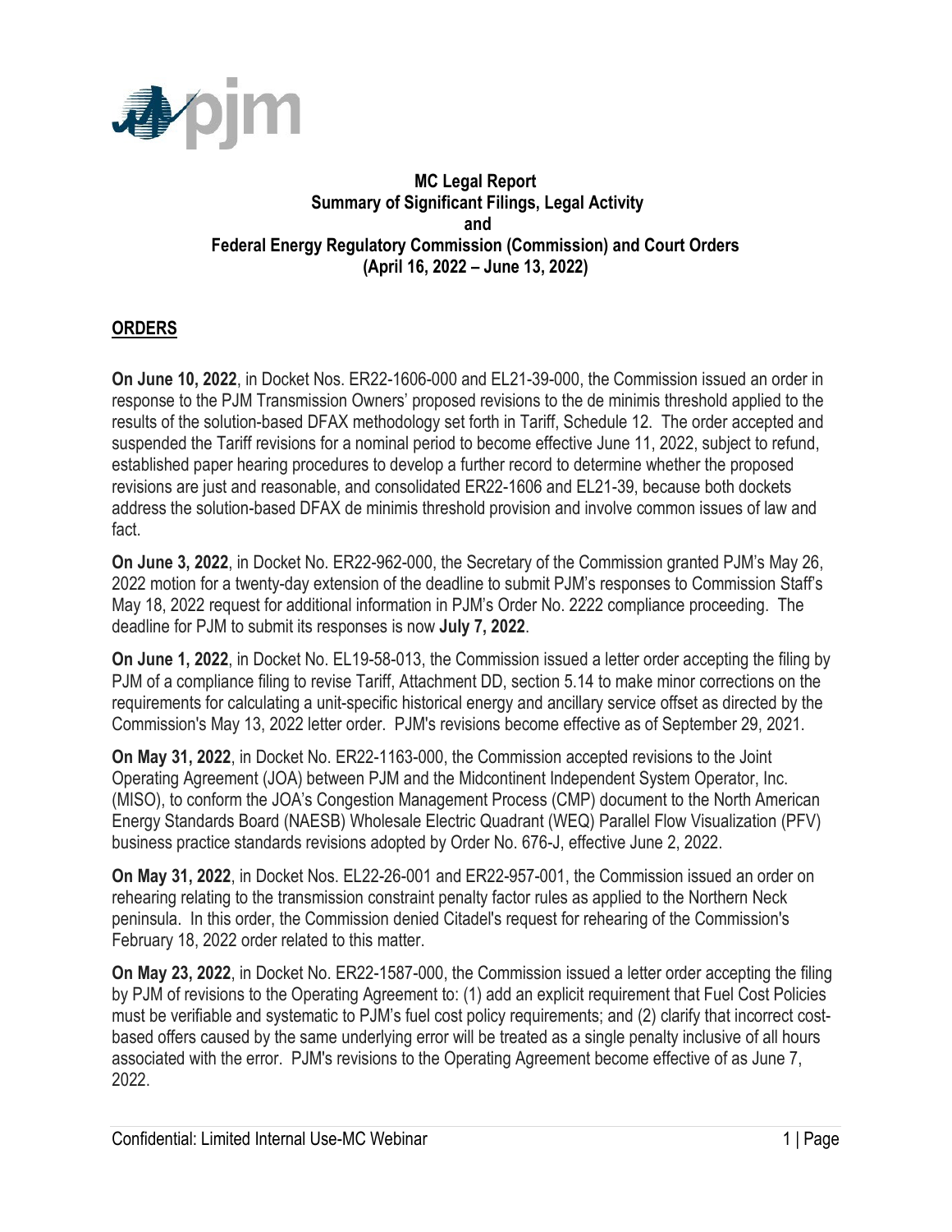**MC Legal Report**
**Summary of Significant Filings, Legal Activity**
**and**
**Federal Energy Regulatory Commission (Commission) and Court Orders**
**(April 16, 2022 – June 13, 2022)**

## ORDERS

**On June 10, 2022**, in Docket Nos. ER22-1606-000 and EL21-39-000, the Commission issued an order in response to the PJM Transmission Owners' proposed revisions to the de minimis threshold applied to the results of the solution-based DFAX methodology set forth in Tariff, Schedule 12. The order accepted and suspended the Tariff revisions for a nominal period to become effective June 11, 2022, subject to refund, established paper hearing procedures to develop a further record to determine whether the proposed revisions are just and reasonable, and consolidated ER22-1606 and EL21-39, because both dockets address the solution-based DFAX de minimis threshold provision and involve common issues of law and fact.

**On June 3, 2022**, in Docket No. ER22-962-000, the Secretary of the Commission granted PJM's May 26, 2022 motion for a twenty-day extension of the deadline to submit PJM's responses to Commission Staff's May 18, 2022 request for additional information in PJM's Order No. 2222 compliance proceeding. The deadline for PJM to submit its responses is now **July 7, 2022**.

**On June 1, 2022**, in Docket No. EL19-58-013, the Commission issued a letter order accepting the filing by PJM of a compliance filing to revise Tariff, Attachment DD, section 5.14 to make minor corrections on the requirements for calculating a unit-specific historical energy and ancillary service offset as directed by the Commission's May 13, 2022 letter order. PJM's revisions become effective as of September 29, 2021.

**On May 31, 2022**, in Docket No. ER22-1163-000, the Commission accepted revisions to the Joint Operating Agreement (JOA) between PJM and the Midcontinent Independent System Operator, Inc. (MISO), to conform the JOA's Congestion Management Process (CMP) document to the North American Energy Standards Board (NAESB) Wholesale Electric Quadrant (WEQ) Parallel Flow Visualization (PFV) business practice standards revisions adopted by Order No. 676-J, effective June 2, 2022.

**On May 31, 2022**, in Docket Nos. EL22-26-001 and ER22-957-001, the Commission issued an order on rehearing relating to the transmission constraint penalty factor rules as applied to the Northern Neck peninsula. In this order, the Commission denied Citadel's request for rehearing of the Commission's February 18, 2022 order related to this matter.

**On May 23, 2022**, in Docket No. ER22-1587-000, the Commission issued a letter order accepting the filing by PJM of revisions to the Operating Agreement to: (1) add an explicit requirement that Fuel Cost Policies must be verifiable and systematic to PJM's fuel cost policy requirements; and (2) clarify that incorrect cost-based offers caused by the same underlying error will be treated as a single penalty inclusive of all hours associated with the error. PJM's revisions to the Operating Agreement become effective of as June 7, 2022.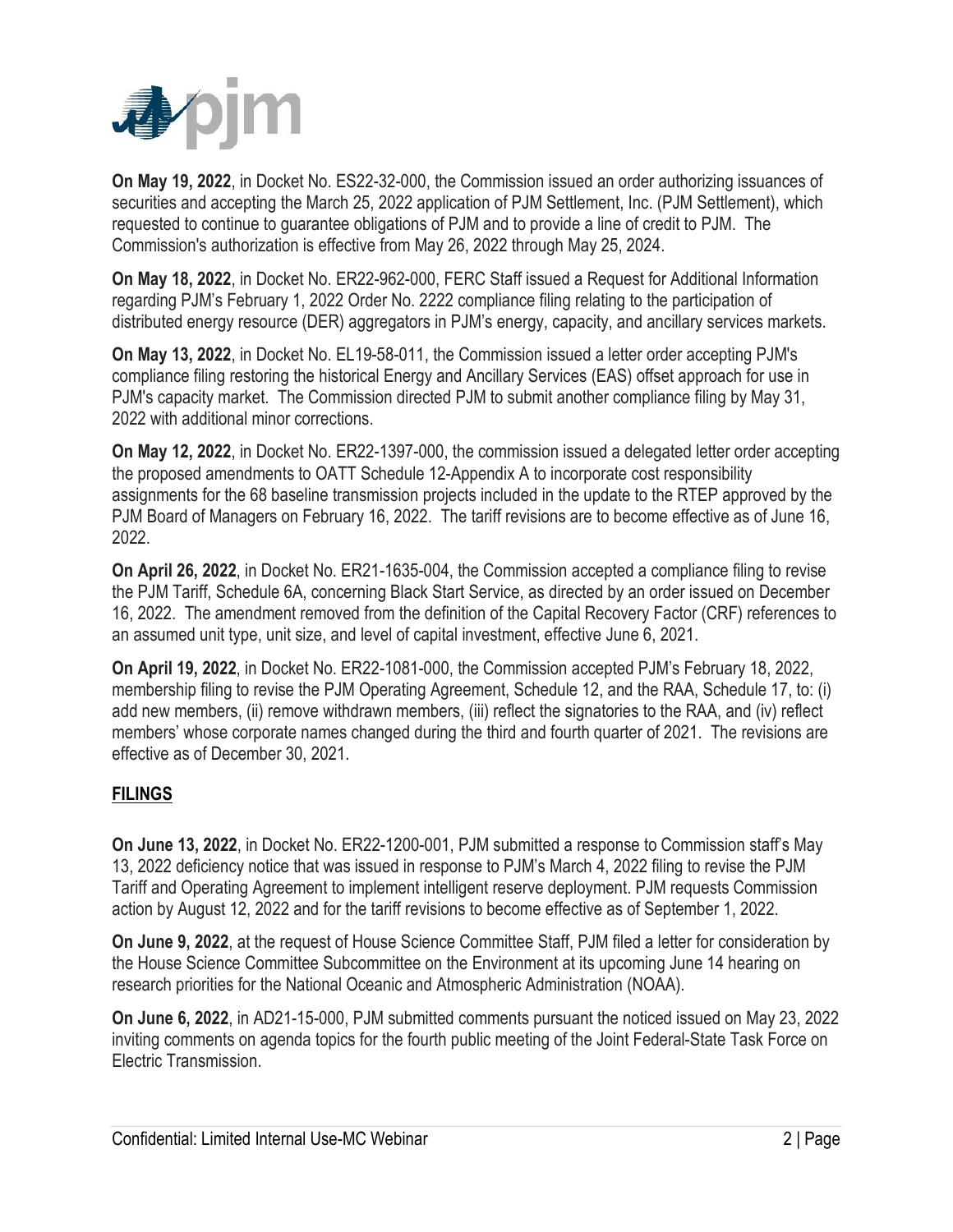**On May 19, 2022**, in Docket No. ES22-32-000, the Commission issued an order authorizing issuances of securities and accepting the March 25, 2022 application of PJM Settlement, Inc. (PJM Settlement), which requested to continue to guarantee obligations of PJM and to provide a line of credit to PJM. The Commission's authorization is effective from May 26, 2022 through May 25, 2024.

**On May 18, 2022**, in Docket No. ER22-962-000, FERC Staff issued a Request for Additional Information regarding PJM's February 1, 2022 Order No. 2222 compliance filing relating to the participation of distributed energy resource (DER) aggregators in PJM's energy, capacity, and ancillary services markets.

**On May 13, 2022**, in Docket No. EL19-58-011, the Commission issued a letter order accepting PJM's compliance filing restoring the historical Energy and Ancillary Services (EAS) offset approach for use in PJM's capacity market. The Commission directed PJM to submit another compliance filing by May 31, 2022 with additional minor corrections.

**On May 12, 2022**, in Docket No. ER22-1397-000, the commission issued a delegated letter order accepting the proposed amendments to OATT Schedule 12-Appendix A to incorporate cost responsibility assignments for the 68 baseline transmission projects included in the update to the RTEP approved by the PJM Board of Managers on February 16, 2022. The tariff revisions are to become effective as of June 16, 2022.

**On April 26, 2022**, in Docket No. ER21-1635-004, the Commission accepted a compliance filing to revise the PJM Tariff, Schedule 6A, concerning Black Start Service, as directed by an order issued on December 16, 2022. The amendment removed from the definition of the Capital Recovery Factor (CRF) references to an assumed unit type, unit size, and level of capital investment, effective June 6, 2021.

**On April 19, 2022**, in Docket No. ER22-1081-000, the Commission accepted PJM's February 18, 2022, membership filing to revise the PJM Operating Agreement, Schedule 12, and the RAA, Schedule 17, to: (i) add new members, (ii) remove withdrawn members, (iii) reflect the signatories to the RAA, and (iv) reflect members' whose corporate names changed during the third and fourth quarter of 2021. The revisions are effective as of December 30, 2021.

## FILINGS

**On June 13, 2022**, in Docket No. ER22-1200-001, PJM submitted a response to Commission staff's May 13, 2022 deficiency notice that was issued in response to PJM's March 4, 2022 filing to revise the PJM Tariff and Operating Agreement to implement intelligent reserve deployment. PJM requests Commission action by August 12, 2022 and for the tariff revisions to become effective as of September 1, 2022.

**On June 9, 2022**, at the request of House Science Committee Staff, PJM filed a letter for consideration by the House Science Committee Subcommittee on the Environment at its upcoming June 14 hearing on research priorities for the National Oceanic and Atmospheric Administration (NOAA).

**On June 6, 2022**, in AD21-15-000, PJM submitted comments pursuant the noticed issued on May 23, 2022 inviting comments on agenda topics for the fourth public meeting of the Joint Federal-State Task Force on Electric Transmission.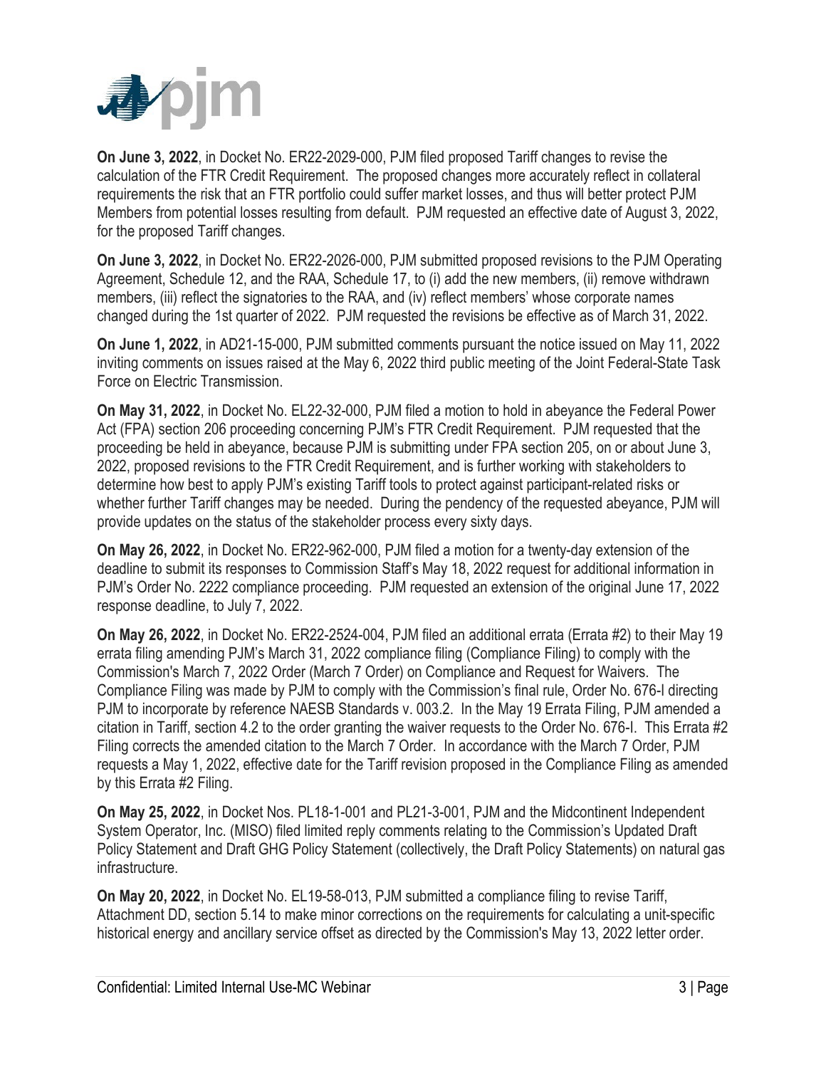**On June 3, 2022**, in Docket No. ER22-2029-000, PJM filed proposed Tariff changes to revise the calculation of the FTR Credit Requirement. The proposed changes more accurately reflect in collateral requirements the risk that an FTR portfolio could suffer market losses, and thus will better protect PJM Members from potential losses resulting from default. PJM requested an effective date of August 3, 2022, for the proposed Tariff changes.

**On June 3, 2022**, in Docket No. ER22-2026-000, PJM submitted proposed revisions to the PJM Operating Agreement, Schedule 12, and the RAA, Schedule 17, to (i) add the new members, (ii) remove withdrawn members, (iii) reflect the signatories to the RAA, and (iv) reflect members' whose corporate names changed during the 1st quarter of 2022. PJM requested the revisions be effective as of March 31, 2022.

**On June 1, 2022**, in AD21-15-000, PJM submitted comments pursuant the notice issued on May 11, 2022 inviting comments on issues raised at the May 6, 2022 third public meeting of the Joint Federal-State Task Force on Electric Transmission.

**On May 31, 2022**, in Docket No. EL22-32-000, PJM filed a motion to hold in abeyance the Federal Power Act (FPA) section 206 proceeding concerning PJM's FTR Credit Requirement. PJM requested that the proceeding be held in abeyance, because PJM is submitting under FPA section 205, on or about June 3, 2022, proposed revisions to the FTR Credit Requirement, and is further working with stakeholders to determine how best to apply PJM's existing Tariff tools to protect against participant-related risks or whether further Tariff changes may be needed. During the pendency of the requested abeyance, PJM will provide updates on the status of the stakeholder process every sixty days.

**On May 26, 2022**, in Docket No. ER22-962-000, PJM filed a motion for a twenty-day extension of the deadline to submit its responses to Commission Staff's May 18, 2022 request for additional information in PJM's Order No. 2222 compliance proceeding. PJM requested an extension of the original June 17, 2022 response deadline, to July 7, 2022.

**On May 26, 2022**, in Docket No. ER22-2524-004, PJM filed an additional errata (Errata #2) to their May 19 errata filing amending PJM's March 31, 2022 compliance filing (Compliance Filing) to comply with the Commission's March 7, 2022 Order (March 7 Order) on Compliance and Request for Waivers. The Compliance Filing was made by PJM to comply with the Commission's final rule, Order No. 676-I directing PJM to incorporate by reference NAESB Standards v. 003.2. In the May 19 Errata Filing, PJM amended a citation in Tariff, section 4.2 to the order granting the waiver requests to the Order No. 676-I. This Errata #2 Filing corrects the amended citation to the March 7 Order. In accordance with the March 7 Order, PJM requests a May 1, 2022, effective date for the Tariff revision proposed in the Compliance Filing as amended by this Errata #2 Filing.

**On May 25, 2022**, in Docket Nos. PL18-1-001 and PL21-3-001, PJM and the Midcontinent Independent System Operator, Inc. (MISO) filed limited reply comments relating to the Commission's Updated Draft Policy Statement and Draft GHG Policy Statement (collectively, the Draft Policy Statements) on natural gas infrastructure.

**On May 20, 2022**, in Docket No. EL19-58-013, PJM submitted a compliance filing to revise Tariff, Attachment DD, section 5.14 to make minor corrections on the requirements for calculating a unit-specific historical energy and ancillary service offset as directed by the Commission's May 13, 2022 letter order.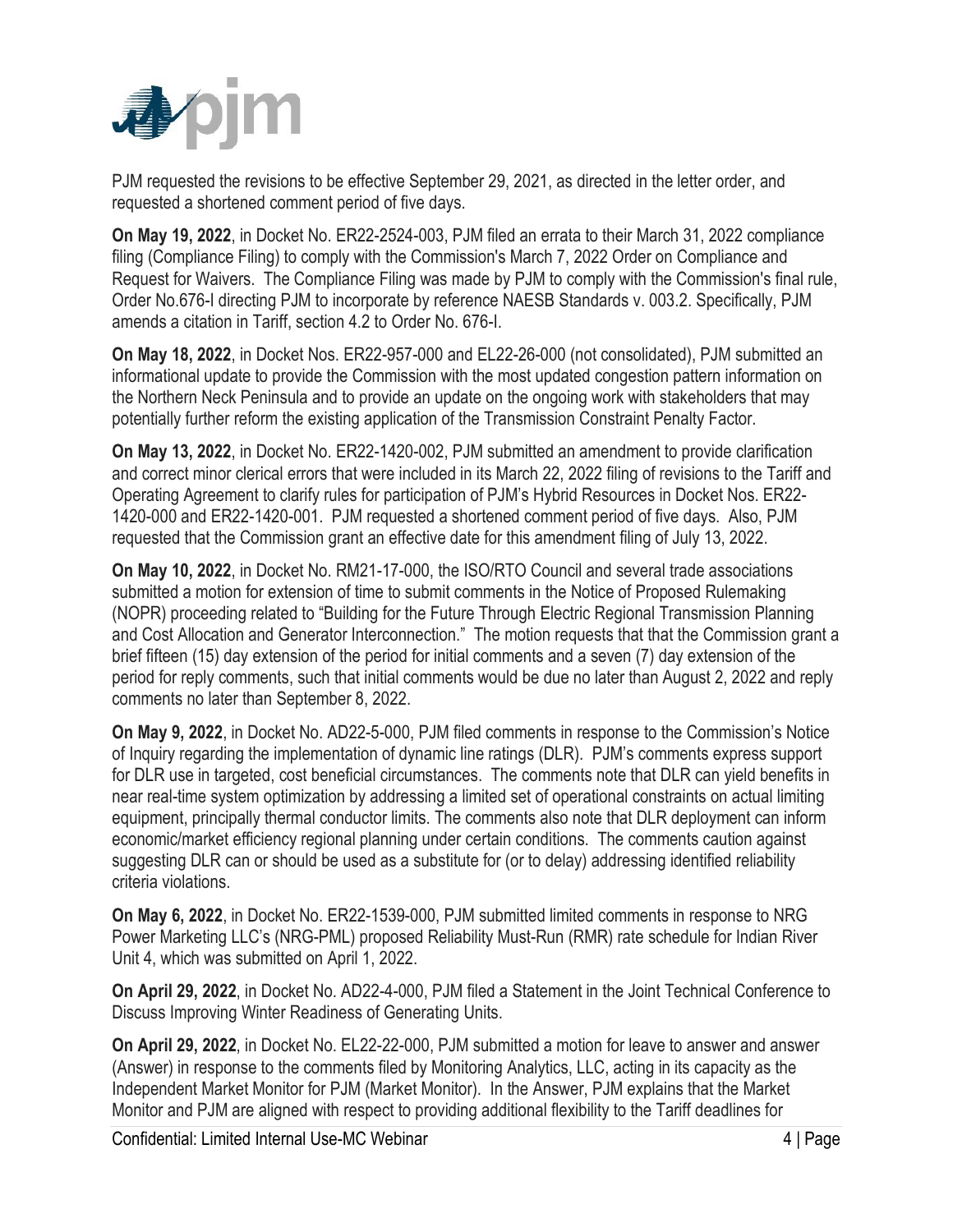PJM requested the revisions to be effective September 29, 2021, as directed in the letter order, and requested a shortened comment period of five days.

**On May 19, 2022**, in Docket No. ER22-2524-003, PJM filed an errata to their March 31, 2022 compliance filing (Compliance Filing) to comply with the Commission's March 7, 2022 Order on Compliance and Request for Waivers. The Compliance Filing was made by PJM to comply with the Commission's final rule, Order No.676-I directing PJM to incorporate by reference NAESB Standards v. 003.2. Specifically, PJM amends a citation in Tariff, section 4.2 to Order No. 676-I.

**On May 18, 2022**, in Docket Nos. ER22-957-000 and EL22-26-000 (not consolidated), PJM submitted an informational update to provide the Commission with the most updated congestion pattern information on the Northern Neck Peninsula and to provide an update on the ongoing work with stakeholders that may potentially further reform the existing application of the Transmission Constraint Penalty Factor.

**On May 13, 2022**, in Docket No. ER22-1420-002, PJM submitted an amendment to provide clarification and correct minor clerical errors that were included in its March 22, 2022 filing of revisions to the Tariff and Operating Agreement to clarify rules for participation of PJM's Hybrid Resources in Docket Nos. ER22-1420-000 and ER22-1420-001. PJM requested a shortened comment period of five days. Also, PJM requested that the Commission grant an effective date for this amendment filing of July 13, 2022.

**On May 10, 2022**, in Docket No. RM21-17-000, the ISO/RTO Council and several trade associations submitted a motion for extension of time to submit comments in the Notice of Proposed Rulemaking (NOPR) proceeding related to "Building for the Future Through Electric Regional Transmission Planning and Cost Allocation and Generator Interconnection." The motion requests that that the Commission grant a brief fifteen (15) day extension of the period for initial comments and a seven (7) day extension of the period for reply comments, such that initial comments would be due no later than August 2, 2022 and reply comments no later than September 8, 2022.

**On May 9, 2022**, in Docket No. AD22-5-000, PJM filed comments in response to the Commission's Notice of Inquiry regarding the implementation of dynamic line ratings (DLR). PJM's comments express support for DLR use in targeted, cost beneficial circumstances. The comments note that DLR can yield benefits in near real-time system optimization by addressing a limited set of operational constraints on actual limiting equipment, principally thermal conductor limits. The comments also note that DLR deployment can inform economic/market efficiency regional planning under certain conditions. The comments caution against suggesting DLR can or should be used as a substitute for (or to delay) addressing identified reliability criteria violations.

**On May 6, 2022**, in Docket No. ER22-1539-000, PJM submitted limited comments in response to NRG Power Marketing LLC's (NRG-PML) proposed Reliability Must-Run (RMR) rate schedule for Indian River Unit 4, which was submitted on April 1, 2022.

**On April 29, 2022**, in Docket No. AD22-4-000, PJM filed a Statement in the Joint Technical Conference to Discuss Improving Winter Readiness of Generating Units.

**On April 29, 2022**, in Docket No. EL22-22-000, PJM submitted a motion for leave to answer and answer (Answer) in response to the comments filed by Monitoring Analytics, LLC, acting in its capacity as the Independent Market Monitor for PJM (Market Monitor). In the Answer, PJM explains that the Market Monitor and PJM are aligned with respect to providing additional flexibility to the Tariff deadlines for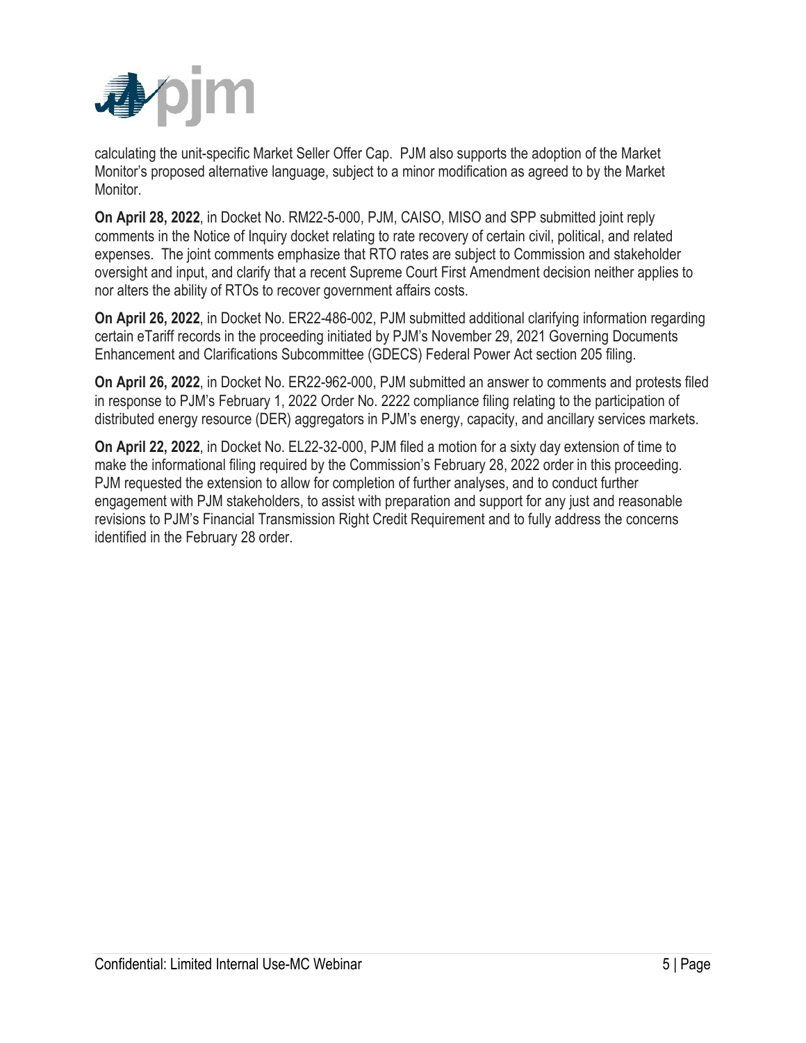calculating the unit-specific Market Seller Offer Cap. PJM also supports the adoption of the Market Monitor's proposed alternative language, subject to a minor modification as agreed to by the Market Monitor.

**On April 28, 2022**, in Docket No. RM22-5-000, PJM, CAISO, MISO and SPP submitted joint reply comments in the Notice of Inquiry docket relating to rate recovery of certain civil, political, and related expenses. The joint comments emphasize that RTO rates are subject to Commission and stakeholder oversight and input, and clarify that a recent Supreme Court First Amendment decision neither applies to nor alters the ability of RTOs to recover government affairs costs.

**On April 26, 2022**, in Docket No. ER22-486-002, PJM submitted additional clarifying information regarding certain eTariff records in the proceeding initiated by PJM's November 29, 2021 Governing Documents Enhancement and Clarifications Subcommittee (GDECS) Federal Power Act section 205 filing.

**On April 26, 2022**, in Docket No. ER22-962-000, PJM submitted an answer to comments and protests filed in response to PJM's February 1, 2022 Order No. 2222 compliance filing relating to the participation of distributed energy resource (DER) aggregators in PJM's energy, capacity, and ancillary services markets.

**On April 22, 2022**, in Docket No. EL22-32-000, PJM filed a motion for a sixty day extension of time to make the informational filing required by the Commission's February 28, 2022 order in this proceeding. PJM requested the extension to allow for completion of further analyses, and to conduct further engagement with PJM stakeholders, to assist with preparation and support for any just and reasonable revisions to PJM's Financial Transmission Right Credit Requirement and to fully address the concerns identified in the February 28 order.